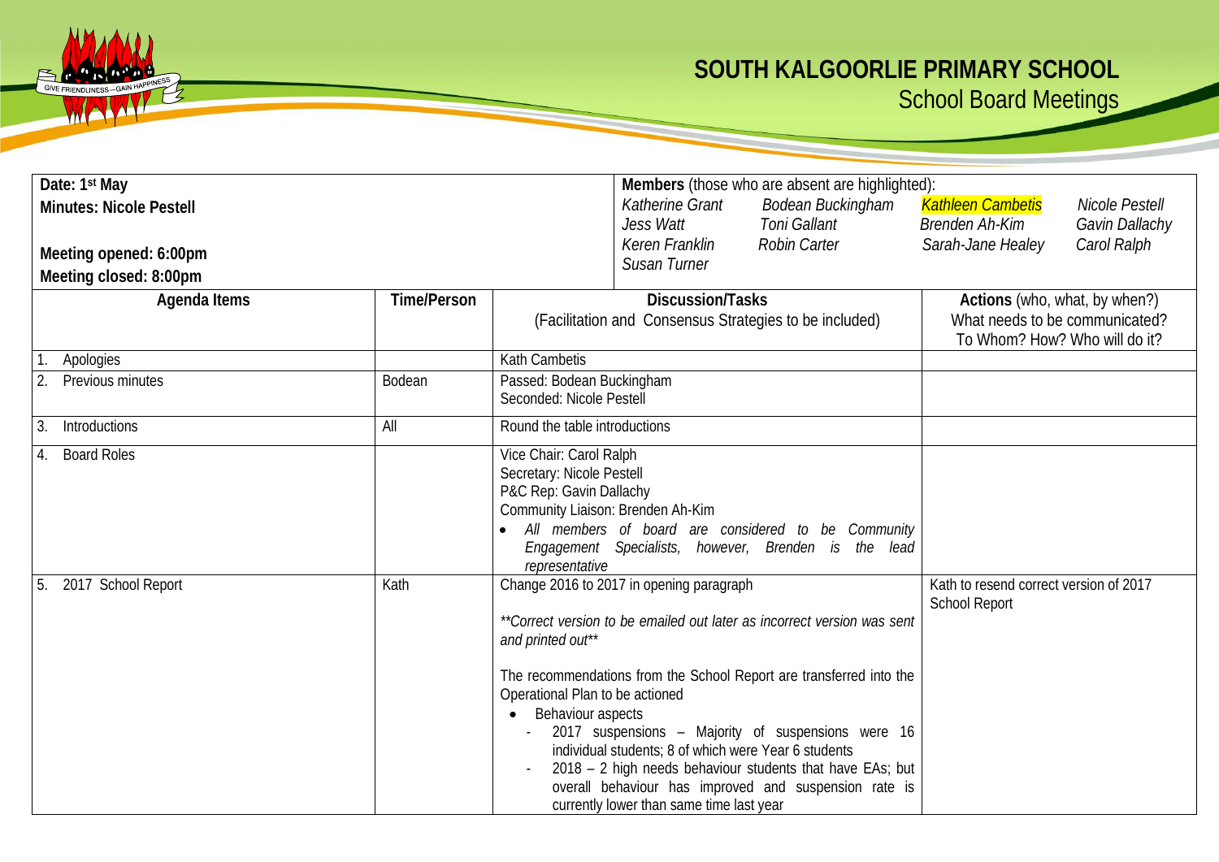# SOUTH KALGOORLIE PRIMARY SCHOOL

## School Board Meetings

| Date: 1st May<br>Minutes: Nicole Pestell<br><br>Meeting opened: 6:00pm<br>Meeting closed: 8:00pm | | **Members** (those who are absent are highlighted):<br>*Katherine Grant, Bodean Buckingham, Kathleen Cambetis (absent), Nicole Pestell, Jess Watt, Toni Gallant, Brenden Ah-Kim, Gavin Dallachy, Keren Franklin, Robin Carter, Sarah-Jane Healey, Carol Ralph, Susan Turner* | |
|---|---|---|---|
| **Agenda Items** | **Time/Person** | **Discussion/Tasks**<br>(Facilitation and Consensus Strategies to be included) | **Actions** (who, what, by when?)<br>What needs to be communicated?<br>To Whom? How? Who will do it? |
| 1. Apologies | | Kath Cambetis | |
| 2. Previous minutes | Bodean | Passed: Bodean Buckingham<br>Seconded: Nicole Pestell | |
| 3. Introductions | All | Round the table introductions | |
| 4. Board Roles | | Vice Chair: Carol Ralph<br>Secretary: Nicole Pestell<br>P&C Rep: Gavin Dallachy<br>Community Liaison: Brenden Ah-Kim<br>• *All members of board are considered to be Community Engagement Specialists, however, Brenden is the lead representative* | |
| 5. 2017 School Report | Kath | Change 2016 to 2017 in opening paragraph<br><br>*\*\*Correct version to be emailed out later as incorrect version was sent and printed out\*\**<br><br>The recommendations from the School Report are transferred into the Operational Plan to be actioned<br>• Behaviour aspects<br>- 2017 suspensions – Majority of suspensions were 16 individual students; 8 of which were Year 6 students<br>- 2018 – 2 high needs behaviour students that have EAs; but overall behaviour has improved and suspension rate is currently lower than same time last year | Kath to resend correct version of 2017 School Report |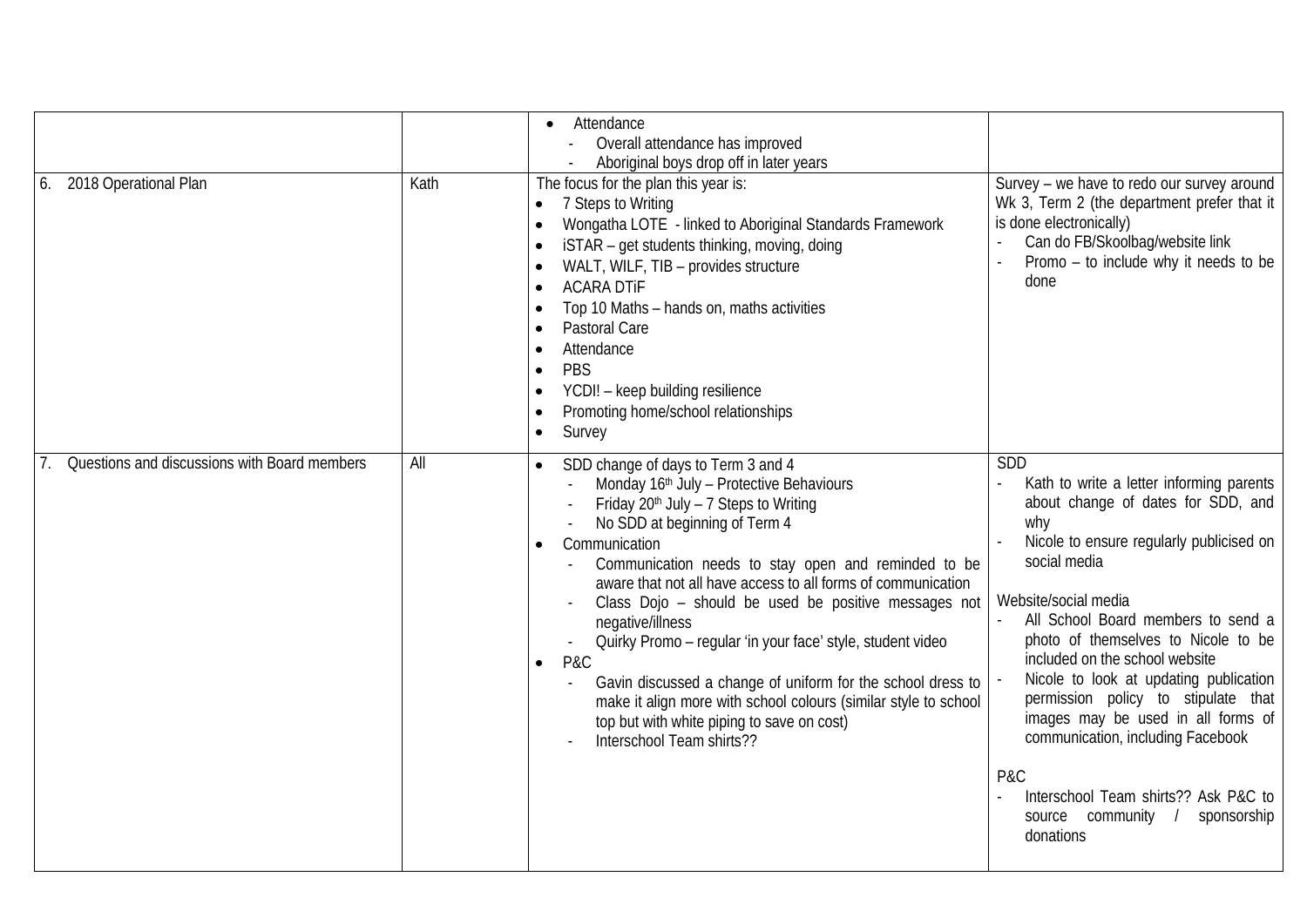| | | | |
|---|---|---|---|
| | | • Attendance<br>- Overall attendance has improved<br>- Aboriginal boys drop off in later years | |
| 6. 2018 Operational Plan | Kath | The focus for the plan this year is:<br>• 7 Steps to Writing<br>• Wongatha LOTE - linked to Aboriginal Standards Framework<br>• iSTAR – get students thinking, moving, doing<br>• WALT, WILF, TIB – provides structure<br>• ACARA DTiF<br>• Top 10 Maths – hands on, maths activities<br>• Pastoral Care<br>• Attendance<br>• PBS<br>• YCDI! – keep building resilience<br>• Promoting home/school relationships<br>• Survey | Survey – we have to redo our survey around Wk 3, Term 2 (the department prefer that it is done electronically)<br>- Can do FB/Skoolbag/website link<br>- Promo – to include why it needs to be done |
| 7. Questions and discussions with Board members | All | • SDD change of days to Term 3 and 4<br>- Monday 16th July – Protective Behaviours<br>- Friday 20th July – 7 Steps to Writing<br>- No SDD at beginning of Term 4<br>• Communication<br>- Communication needs to stay open and reminded to be aware that not all have access to all forms of communication<br>- Class Dojo – should be used be positive messages not negative/illness<br>- Quirky Promo – regular 'in your face' style, student video<br>• P&C<br>- Gavin discussed a change of uniform for the school dress to make it align more with school colours (similar style to school top but with white piping to save on cost)<br>- Interschool Team shirts?? | SDD<br>- Kath to write a letter informing parents about change of dates for SDD, and why<br>- Nicole to ensure regularly publicised on social media<br><br>Website/social media<br>- All School Board members to send a photo of themselves to Nicole to be included on the school website<br>- Nicole to look at updating publication permission policy to stipulate that images may be used in all forms of communication, including Facebook<br><br>P&C<br>- Interschool Team shirts?? Ask P&C to source community / sponsorship donations |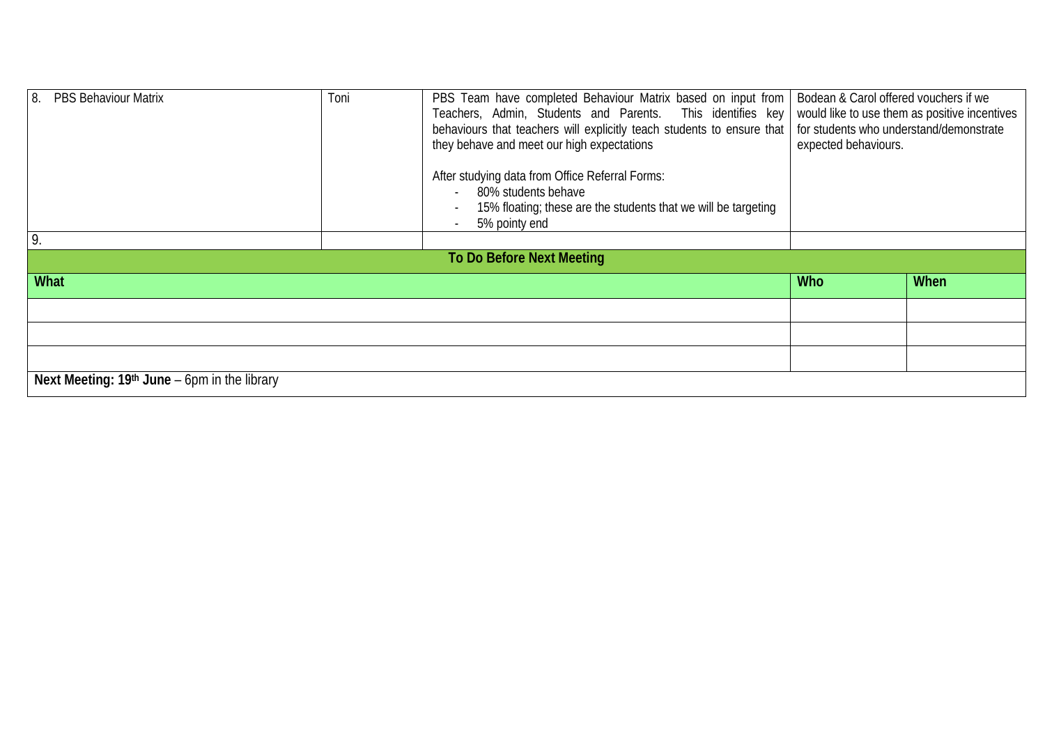| | | | |
|---|---|---|---|
| 8. PBS Behaviour Matrix | Toni | PBS Team have completed Behaviour Matrix based on input from Teachers, Admin, Students and Parents. This identifies key behaviours that teachers will explicitly teach students to ensure that they behave and meet our high expectations<br><br>After studying data from Office Referral Forms:<br>- 80% students behave<br>- 15% floating; these are the students that we will be targeting<br>- 5% pointy end | Bodean & Carol offered vouchers if we would like to use them as positive incentives for students who understand/demonstrate expected behaviours. |
| 9. | | | |

**To Do Before Next Meeting**

| What | Who | When |
|---|---|---|
| | | |
| | | |
| | | |

**Next Meeting: 19th June** – 6pm in the library